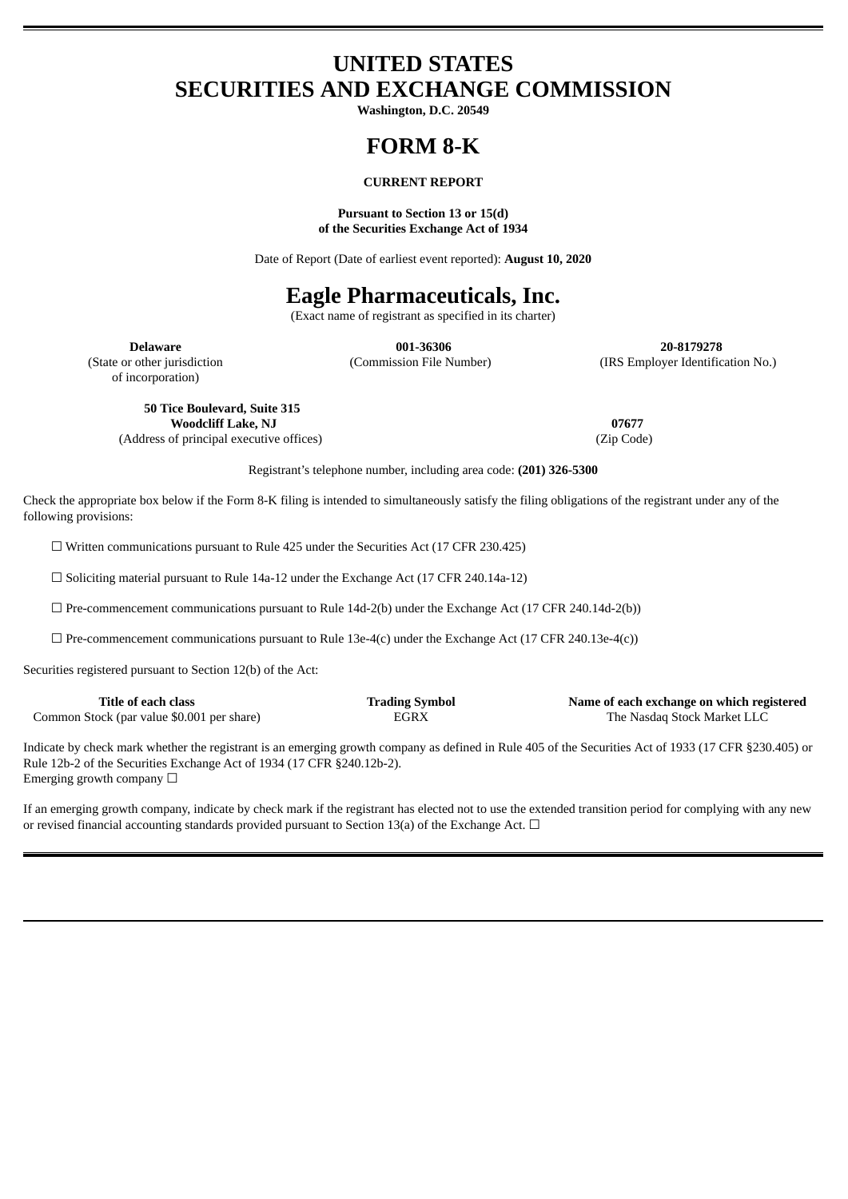# UNITED STATES
# SECURITIES AND EXCHANGE COMMISSION

**Washington, D.C. 20549**

# FORM 8-K

**CURRENT REPORT**

**Pursuant to Section 13 or 15(d)**
**of the Securities Exchange Act of 1934**

Date of Report (Date of earliest event reported): **August 10, 2020**

# Eagle Pharmaceuticals, Inc.

(Exact name of registrant as specified in its charter)

| **Delaware** | **001-36306** | **20-8179278** |
|---|---|---|
| (State or other jurisdiction of incorporation) | (Commission File Number) | (IRS Employer Identification No.) |

| **50 Tice Boulevard, Suite 315 Woodcliff Lake, NJ** | **07677** |
|---|---|
| (Address of principal executive offices) | (Zip Code) |

Registrant's telephone number, including area code: **(201) 326-5300**

Check the appropriate box below if the Form 8-K filing is intended to simultaneously satisfy the filing obligations of the registrant under any of the following provisions:

☐ Written communications pursuant to Rule 425 under the Securities Act (17 CFR 230.425)

☐ Soliciting material pursuant to Rule 14a-12 under the Exchange Act (17 CFR 240.14a-12)

☐ Pre-commencement communications pursuant to Rule 14d-2(b) under the Exchange Act (17 CFR 240.14d-2(b))

☐ Pre-commencement communications pursuant to Rule 13e-4(c) under the Exchange Act (17 CFR 240.13e-4(c))

Securities registered pursuant to Section 12(b) of the Act:

| Title of each class | Trading Symbol | Name of each exchange on which registered |
|---|---|---|
| Common Stock (par value $0.001 per share) | EGRX | The Nasdaq Stock Market LLC |

Indicate by check mark whether the registrant is an emerging growth company as defined in Rule 405 of the Securities Act of 1933 (17 CFR §230.405) or Rule 12b-2 of the Securities Exchange Act of 1934 (17 CFR §240.12b-2).
Emerging growth company ☐

If an emerging growth company, indicate by check mark if the registrant has elected not to use the extended transition period for complying with any new or revised financial accounting standards provided pursuant to Section 13(a) of the Exchange Act. ☐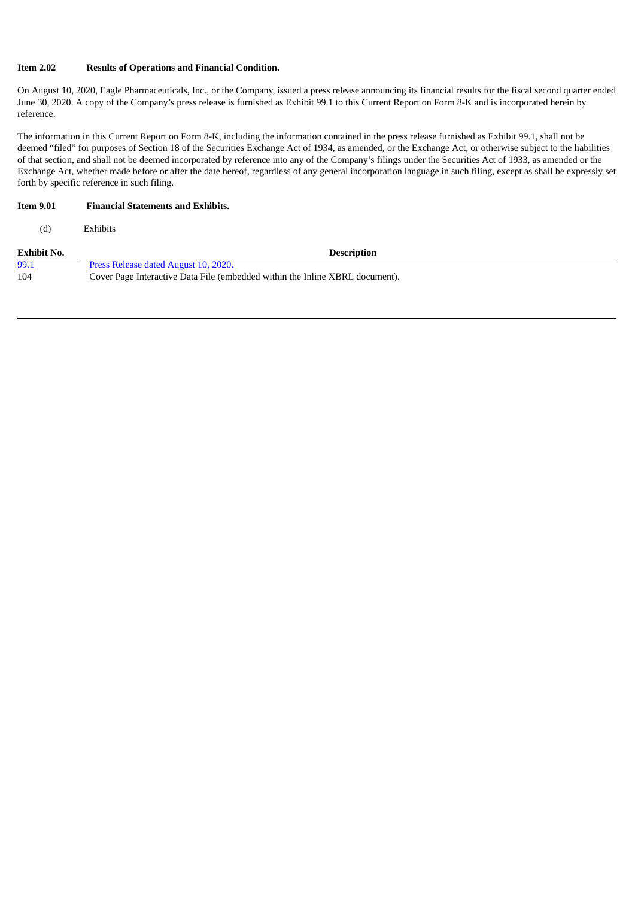**Item 2.02 Results of Operations and Financial Condition.**

On August 10, 2020, Eagle Pharmaceuticals, Inc., or the Company, issued a press release announcing its financial results for the fiscal second quarter ended June 30, 2020. A copy of the Company's press release is furnished as Exhibit 99.1 to this Current Report on Form 8-K and is incorporated herein by reference.

The information in this Current Report on Form 8-K, including the information contained in the press release furnished as Exhibit 99.1, shall not be deemed "filed" for purposes of Section 18 of the Securities Exchange Act of 1934, as amended, or the Exchange Act, or otherwise subject to the liabilities of that section, and shall not be deemed incorporated by reference into any of the Company's filings under the Securities Act of 1933, as amended or the Exchange Act, whether made before or after the date hereof, regardless of any general incorporation language in such filing, except as shall be expressly set forth by specific reference in such filing.

**Item 9.01 Financial Statements and Exhibits.**

(d) Exhibits

| Exhibit No. | Description |
| --- | --- |
| 99.1 | Press Release dated August 10, 2020. |
| 104 | Cover Page Interactive Data File (embedded within the Inline XBRL document). |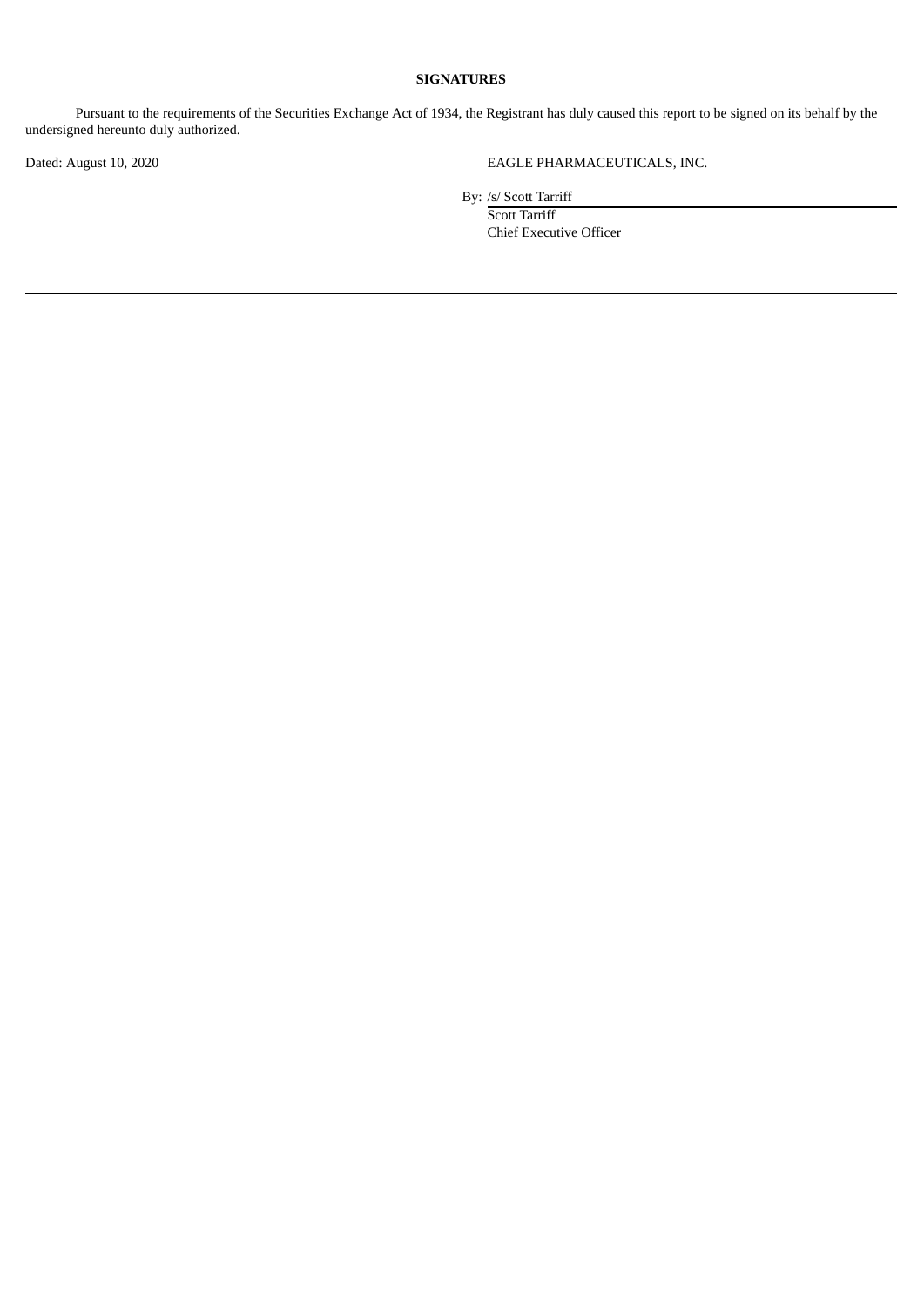**SIGNATURES**

Pursuant to the requirements of the Securities Exchange Act of 1934, the Registrant has duly caused this report to be signed on its behalf by the undersigned hereunto duly authorized.

Dated: August 10, 2020

EAGLE PHARMACEUTICALS, INC.

By: /s/ Scott Tarriff
Scott Tarriff
Chief Executive Officer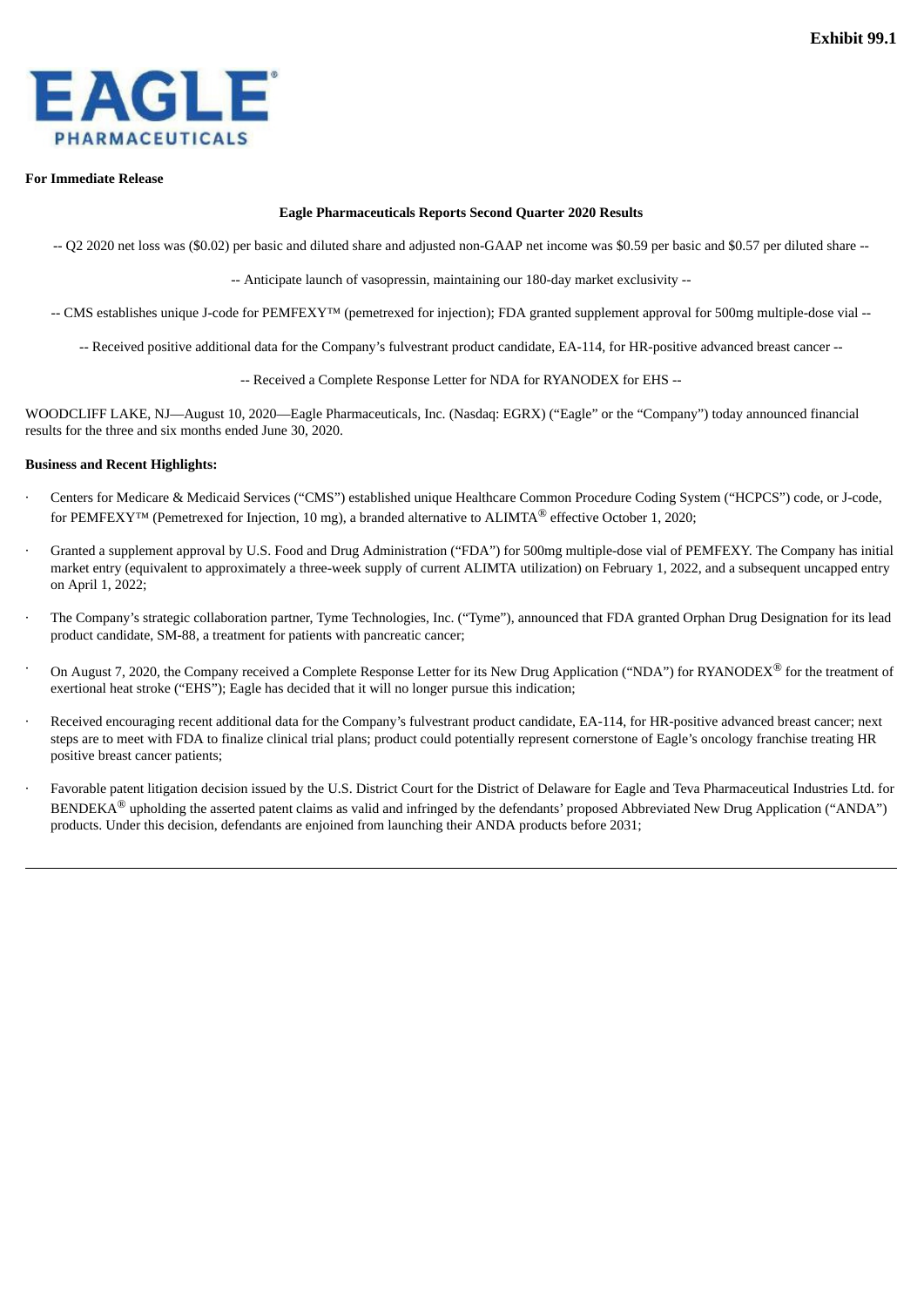**Exhibit 99.1**

**For Immediate Release**

**Eagle Pharmaceuticals Reports Second Quarter 2020 Results**

-- Q2 2020 net loss was ($0.02) per basic and diluted share and adjusted non-GAAP net income was $0.59 per basic and $0.57 per diluted share --

-- Anticipate launch of vasopressin, maintaining our 180-day market exclusivity --

-- CMS establishes unique J-code for PEMFEXY™ (pemetrexed for injection); FDA granted supplement approval for 500mg multiple-dose vial --

-- Received positive additional data for the Company's fulvestrant product candidate, EA-114, for HR-positive advanced breast cancer --

-- Received a Complete Response Letter for NDA for RYANODEX for EHS --

WOODCLIFF LAKE, NJ—August 10, 2020—Eagle Pharmaceuticals, Inc. (Nasdaq: EGRX) ("Eagle" or the "Company") today announced financial results for the three and six months ended June 30, 2020.

**Business and Recent Highlights:**

- Centers for Medicare & Medicaid Services ("CMS") established unique Healthcare Common Procedure Coding System ("HCPCS") code, or J-code, for PEMFEXY™ (Pemetrexed for Injection, 10 mg), a branded alternative to ALIMTA® effective October 1, 2020;
- Granted a supplement approval by U.S. Food and Drug Administration ("FDA") for 500mg multiple-dose vial of PEMFEXY. The Company has initial market entry (equivalent to approximately a three-week supply of current ALIMTA utilization) on February 1, 2022, and a subsequent uncapped entry on April 1, 2022;
- The Company's strategic collaboration partner, Tyme Technologies, Inc. ("Tyme"), announced that FDA granted Orphan Drug Designation for its lead product candidate, SM-88, a treatment for patients with pancreatic cancer;
- On August 7, 2020, the Company received a Complete Response Letter for its New Drug Application ("NDA") for RYANODEX® for the treatment of exertional heat stroke ("EHS"); Eagle has decided that it will no longer pursue this indication;
- Received encouraging recent additional data for the Company's fulvestrant product candidate, EA-114, for HR-positive advanced breast cancer; next steps are to meet with FDA to finalize clinical trial plans; product could potentially represent cornerstone of Eagle's oncology franchise treating HR positive breast cancer patients;
- Favorable patent litigation decision issued by the U.S. District Court for the District of Delaware for Eagle and Teva Pharmaceutical Industries Ltd. for BENDEKA® upholding the asserted patent claims as valid and infringed by the defendants' proposed Abbreviated New Drug Application ("ANDA") products. Under this decision, defendants are enjoined from launching their ANDA products before 2031;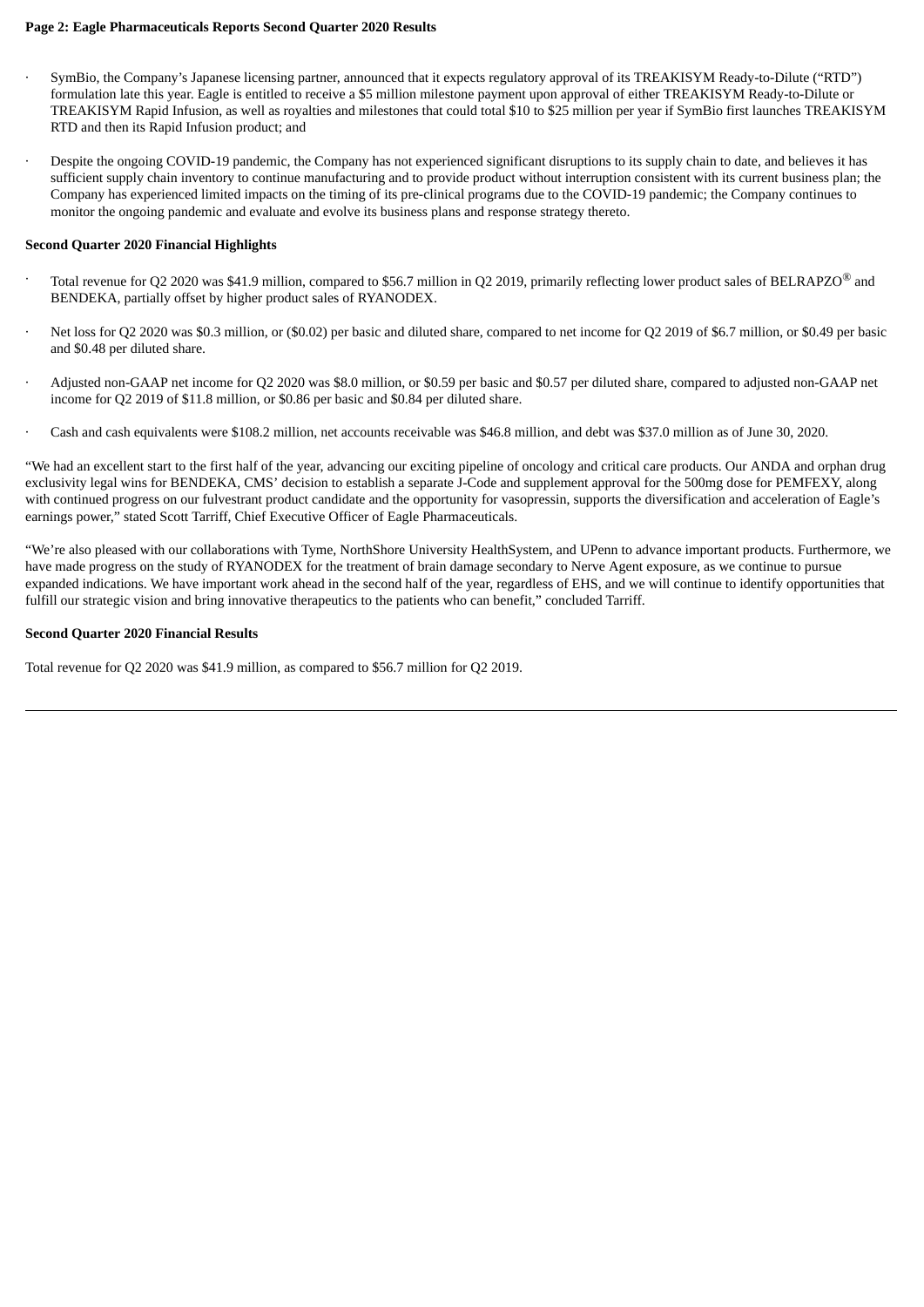- SymBio, the Company's Japanese licensing partner, announced that it expects regulatory approval of its TREAKISYM Ready-to-Dilute ("RTD") formulation late this year. Eagle is entitled to receive a $5 million milestone payment upon approval of either TREAKISYM Ready-to-Dilute or TREAKISYM Rapid Infusion, as well as royalties and milestones that could total $10 to $25 million per year if SymBio first launches TREAKISYM RTD and then its Rapid Infusion product; and

- Despite the ongoing COVID-19 pandemic, the Company has not experienced significant disruptions to its supply chain to date, and believes it has sufficient supply chain inventory to continue manufacturing and to provide product without interruption consistent with its current business plan; the Company has experienced limited impacts on the timing of its pre-clinical programs due to the COVID-19 pandemic; the Company continues to monitor the ongoing pandemic and evaluate and evolve its business plans and response strategy thereto.

**Second Quarter 2020 Financial Highlights**

- Total revenue for Q2 2020 was $41.9 million, compared to $56.7 million in Q2 2019, primarily reflecting lower product sales of BELRAPZO® and BENDEKA, partially offset by higher product sales of RYANODEX.

- Net loss for Q2 2020 was $0.3 million, or ($0.02) per basic and diluted share, compared to net income for Q2 2019 of $6.7 million, or $0.49 per basic and $0.48 per diluted share.

- Adjusted non-GAAP net income for Q2 2020 was $8.0 million, or $0.59 per basic and $0.57 per diluted share, compared to adjusted non-GAAP net income for Q2 2019 of $11.8 million, or $0.86 per basic and $0.84 per diluted share.

- Cash and cash equivalents were $108.2 million, net accounts receivable was $46.8 million, and debt was $37.0 million as of June 30, 2020.

"We had an excellent start to the first half of the year, advancing our exciting pipeline of oncology and critical care products. Our ANDA and orphan drug exclusivity legal wins for BENDEKA, CMS' decision to establish a separate J-Code and supplement approval for the 500mg dose for PEMFEXY, along with continued progress on our fulvestrant product candidate and the opportunity for vasopressin, supports the diversification and acceleration of Eagle's earnings power," stated Scott Tarriff, Chief Executive Officer of Eagle Pharmaceuticals.

"We're also pleased with our collaborations with Tyme, NorthShore University HealthSystem, and UPenn to advance important products. Furthermore, we have made progress on the study of RYANODEX for the treatment of brain damage secondary to Nerve Agent exposure, as we continue to pursue expanded indications. We have important work ahead in the second half of the year, regardless of EHS, and we will continue to identify opportunities that fulfill our strategic vision and bring innovative therapeutics to the patients who can benefit," concluded Tarriff.

**Second Quarter 2020 Financial Results**

Total revenue for Q2 2020 was $41.9 million, as compared to $56.7 million for Q2 2019.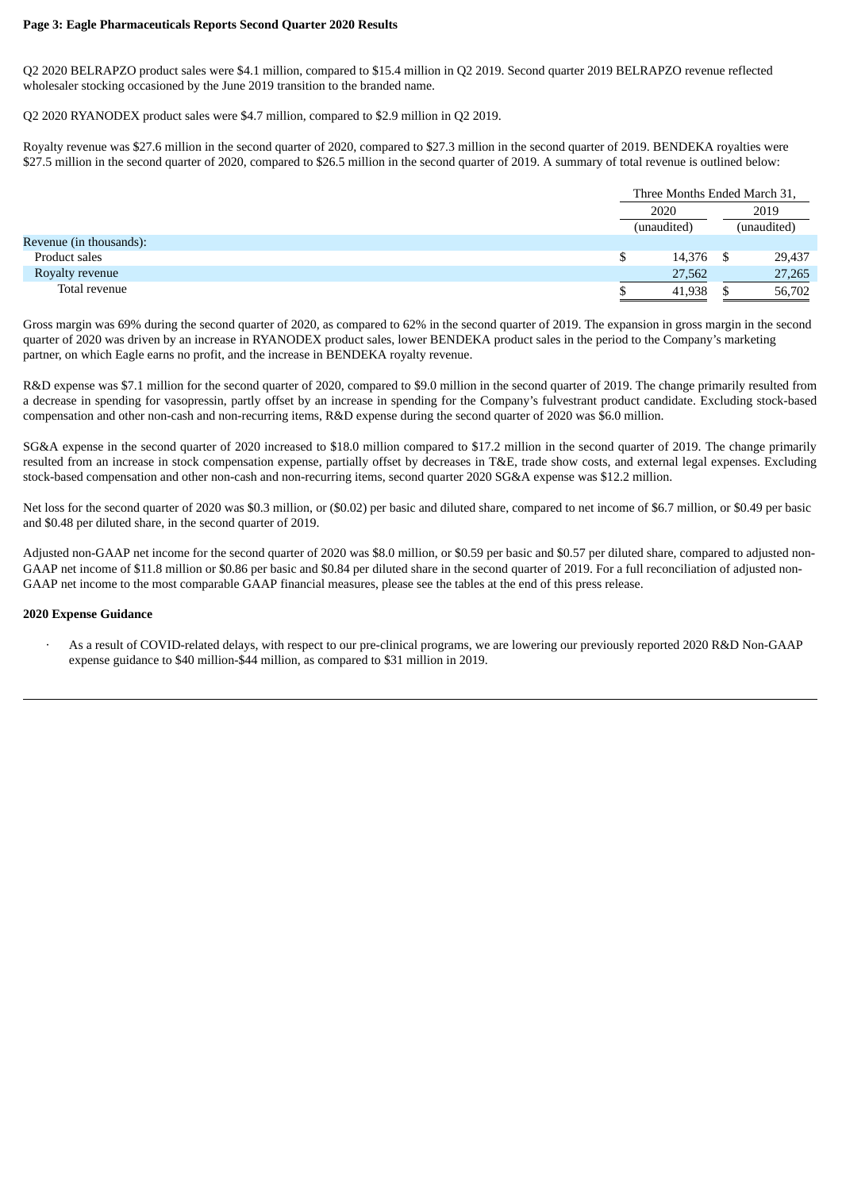**Page 3: Eagle Pharmaceuticals Reports Second Quarter 2020 Results**

Q2 2020 BELRAPZO product sales were $4.1 million, compared to $15.4 million in Q2 2019. Second quarter 2019 BELRAPZO revenue reflected wholesaler stocking occasioned by the June 2019 transition to the branded name.

Q2 2020 RYANODEX product sales were $4.7 million, compared to $2.9 million in Q2 2019.

Royalty revenue was $27.6 million in the second quarter of 2020, compared to $27.3 million in the second quarter of 2019. BENDEKA royalties were $27.5 million in the second quarter of 2020, compared to $26.5 million in the second quarter of 2019. A summary of total revenue is outlined below:

| | Three Months Ended March 31, | |
|---|---|---|
| | 2020 | 2019 |
| | (unaudited) | (unaudited) |
| Revenue (in thousands): | | |
| Product sales | $ 14,376 | $ 29,437 |
| Royalty revenue | 27,562 | 27,265 |
| Total revenue | $ 41,938 | $ 56,702 |

Gross margin was 69% during the second quarter of 2020, as compared to 62% in the second quarter of 2019. The expansion in gross margin in the second quarter of 2020 was driven by an increase in RYANODEX product sales, lower BENDEKA product sales in the period to the Company's marketing partner, on which Eagle earns no profit, and the increase in BENDEKA royalty revenue.

R&D expense was $7.1 million for the second quarter of 2020, compared to $9.0 million in the second quarter of 2019. The change primarily resulted from a decrease in spending for vasopressin, partly offset by an increase in spending for the Company's fulvestrant product candidate. Excluding stock-based compensation and other non-cash and non-recurring items, R&D expense during the second quarter of 2020 was $6.0 million.

SG&A expense in the second quarter of 2020 increased to $18.0 million compared to $17.2 million in the second quarter of 2019. The change primarily resulted from an increase in stock compensation expense, partially offset by decreases in T&E, trade show costs, and external legal expenses. Excluding stock-based compensation and other non-cash and non-recurring items, second quarter 2020 SG&A expense was $12.2 million.

Net loss for the second quarter of 2020 was $0.3 million, or ($0.02) per basic and diluted share, compared to net income of $6.7 million, or $0.49 per basic and $0.48 per diluted share, in the second quarter of 2019.

Adjusted non-GAAP net income for the second quarter of 2020 was $8.0 million, or $0.59 per basic and $0.57 per diluted share, compared to adjusted non-GAAP net income of $11.8 million or $0.86 per basic and $0.84 per diluted share in the second quarter of 2019. For a full reconciliation of adjusted non-GAAP net income to the most comparable GAAP financial measures, please see the tables at the end of this press release.

**2020 Expense Guidance**

- As a result of COVID-related delays, with respect to our pre-clinical programs, we are lowering our previously reported 2020 R&D Non-GAAP expense guidance to $40 million-$44 million, as compared to $31 million in 2019.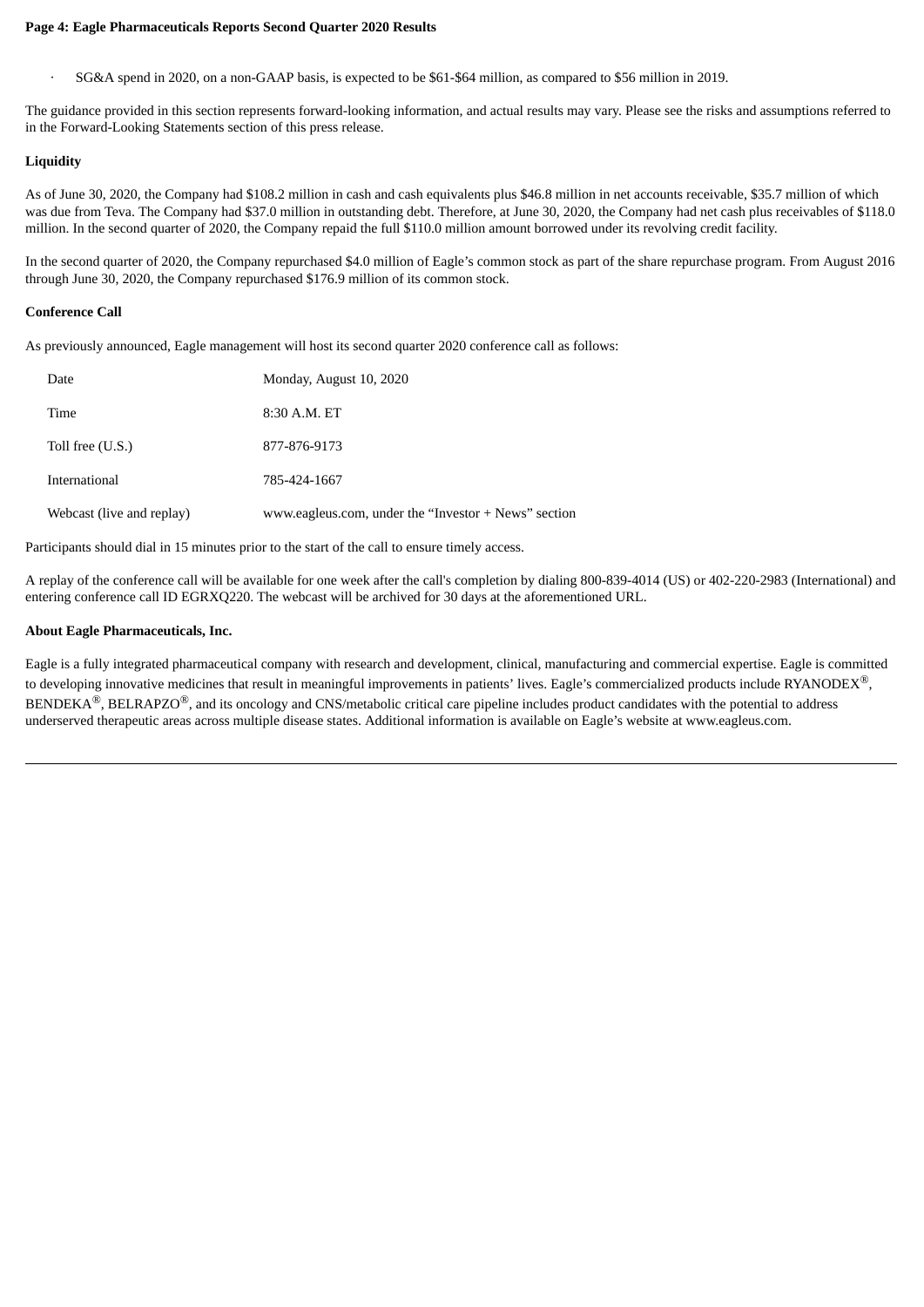- SG&A spend in 2020, on a non-GAAP basis, is expected to be $61-$64 million, as compared to $56 million in 2019.

The guidance provided in this section represents forward-looking information, and actual results may vary. Please see the risks and assumptions referred to in the Forward-Looking Statements section of this press release.

**Liquidity**

As of June 30, 2020, the Company had $108.2 million in cash and cash equivalents plus $46.8 million in net accounts receivable, $35.7 million of which was due from Teva. The Company had $37.0 million in outstanding debt. Therefore, at June 30, 2020, the Company had net cash plus receivables of $118.0 million. In the second quarter of 2020, the Company repaid the full $110.0 million amount borrowed under its revolving credit facility.

In the second quarter of 2020, the Company repurchased $4.0 million of Eagle's common stock as part of the share repurchase program. From August 2016 through June 30, 2020, the Company repurchased $176.9 million of its common stock.

**Conference Call**

As previously announced, Eagle management will host its second quarter 2020 conference call as follows:

| | |
|---|---|
| Date | Monday, August 10, 2020 |
| Time | 8:30 A.M. ET |
| Toll free (U.S.) | 877-876-9173 |
| International | 785-424-1667 |
| Webcast (live and replay) | www.eagleus.com, under the "Investor + News" section |

Participants should dial in 15 minutes prior to the start of the call to ensure timely access.

A replay of the conference call will be available for one week after the call's completion by dialing 800-839-4014 (US) or 402-220-2983 (International) and entering conference call ID EGRXQ220. The webcast will be archived for 30 days at the aforementioned URL.

**About Eagle Pharmaceuticals, Inc.**

Eagle is a fully integrated pharmaceutical company with research and development, clinical, manufacturing and commercial expertise. Eagle is committed to developing innovative medicines that result in meaningful improvements in patients' lives. Eagle's commercialized products include RYANODEX®, BENDEKA®, BELRAPZO®, and its oncology and CNS/metabolic critical care pipeline includes product candidates with the potential to address underserved therapeutic areas across multiple disease states. Additional information is available on Eagle's website at www.eagleus.com.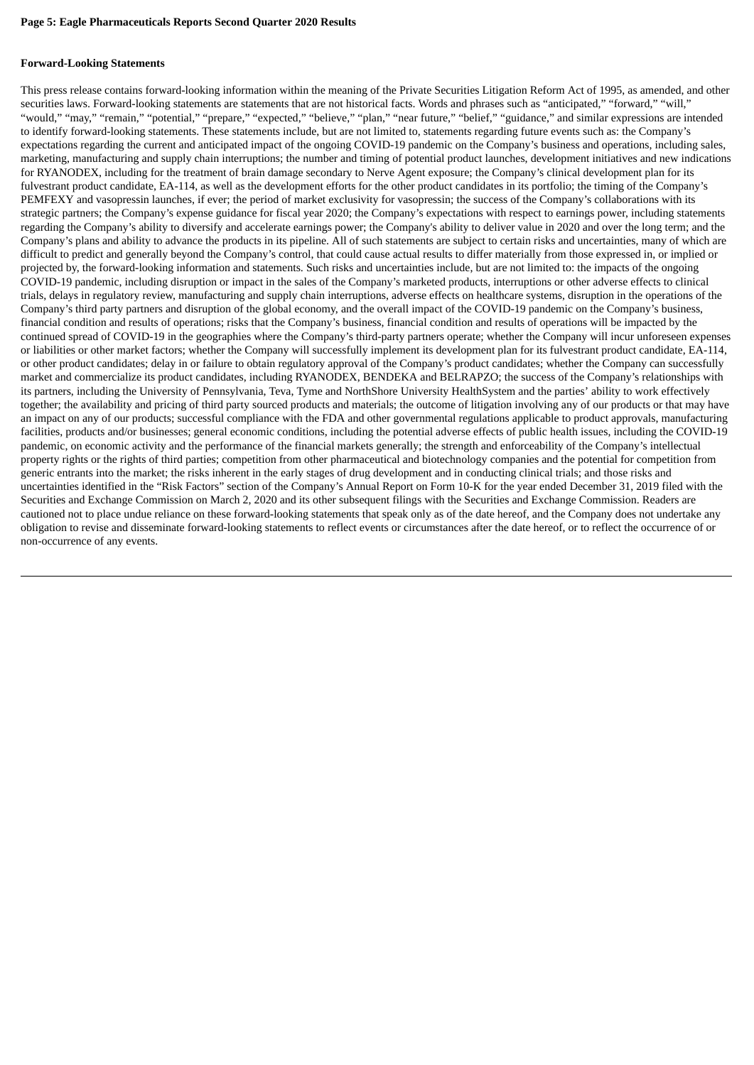**Forward-Looking Statements**

This press release contains forward-looking information within the meaning of the Private Securities Litigation Reform Act of 1995, as amended, and other securities laws. Forward-looking statements are statements that are not historical facts. Words and phrases such as "anticipated," "forward," "will," "would," "may," "remain," "potential," "prepare," "expected," "believe," "plan," "near future," "belief," "guidance," and similar expressions are intended to identify forward-looking statements. These statements include, but are not limited to, statements regarding future events such as: the Company's expectations regarding the current and anticipated impact of the ongoing COVID-19 pandemic on the Company's business and operations, including sales, marketing, manufacturing and supply chain interruptions; the number and timing of potential product launches, development initiatives and new indications for RYANODEX, including for the treatment of brain damage secondary to Nerve Agent exposure; the Company's clinical development plan for its fulvestrant product candidate, EA-114, as well as the development efforts for the other product candidates in its portfolio; the timing of the Company's PEMFEXY and vasopressin launches, if ever; the period of market exclusivity for vasopressin; the success of the Company's collaborations with its strategic partners; the Company's expense guidance for fiscal year 2020; the Company's expectations with respect to earnings power, including statements regarding the Company's ability to diversify and accelerate earnings power; the Company's ability to deliver value in 2020 and over the long term; and the Company's plans and ability to advance the products in its pipeline. All of such statements are subject to certain risks and uncertainties, many of which are difficult to predict and generally beyond the Company's control, that could cause actual results to differ materially from those expressed in, or implied or projected by, the forward-looking information and statements. Such risks and uncertainties include, but are not limited to: the impacts of the ongoing COVID-19 pandemic, including disruption or impact in the sales of the Company's marketed products, interruptions or other adverse effects to clinical trials, delays in regulatory review, manufacturing and supply chain interruptions, adverse effects on healthcare systems, disruption in the operations of the Company's third party partners and disruption of the global economy, and the overall impact of the COVID-19 pandemic on the Company's business, financial condition and results of operations; risks that the Company's business, financial condition and results of operations will be impacted by the continued spread of COVID-19 in the geographies where the Company's third-party partners operate; whether the Company will incur unforeseen expenses or liabilities or other market factors; whether the Company will successfully implement its development plan for its fulvestrant product candidate, EA-114, or other product candidates; delay in or failure to obtain regulatory approval of the Company's product candidates; whether the Company can successfully market and commercialize its product candidates, including RYANODEX, BENDEKA and BELRAPZO; the success of the Company's relationships with its partners, including the University of Pennsylvania, Teva, Tyme and NorthShore University HealthSystem and the parties' ability to work effectively together; the availability and pricing of third party sourced products and materials; the outcome of litigation involving any of our products or that may have an impact on any of our products; successful compliance with the FDA and other governmental regulations applicable to product approvals, manufacturing facilities, products and/or businesses; general economic conditions, including the potential adverse effects of public health issues, including the COVID-19 pandemic, on economic activity and the performance of the financial markets generally; the strength and enforceability of the Company's intellectual property rights or the rights of third parties; competition from other pharmaceutical and biotechnology companies and the potential for competition from generic entrants into the market; the risks inherent in the early stages of drug development and in conducting clinical trials; and those risks and uncertainties identified in the "Risk Factors" section of the Company's Annual Report on Form 10-K for the year ended December 31, 2019 filed with the Securities and Exchange Commission on March 2, 2020 and its other subsequent filings with the Securities and Exchange Commission. Readers are cautioned not to place undue reliance on these forward-looking statements that speak only as of the date hereof, and the Company does not undertake any obligation to revise and disseminate forward-looking statements to reflect events or circumstances after the date hereof, or to reflect the occurrence of or non-occurrence of any events.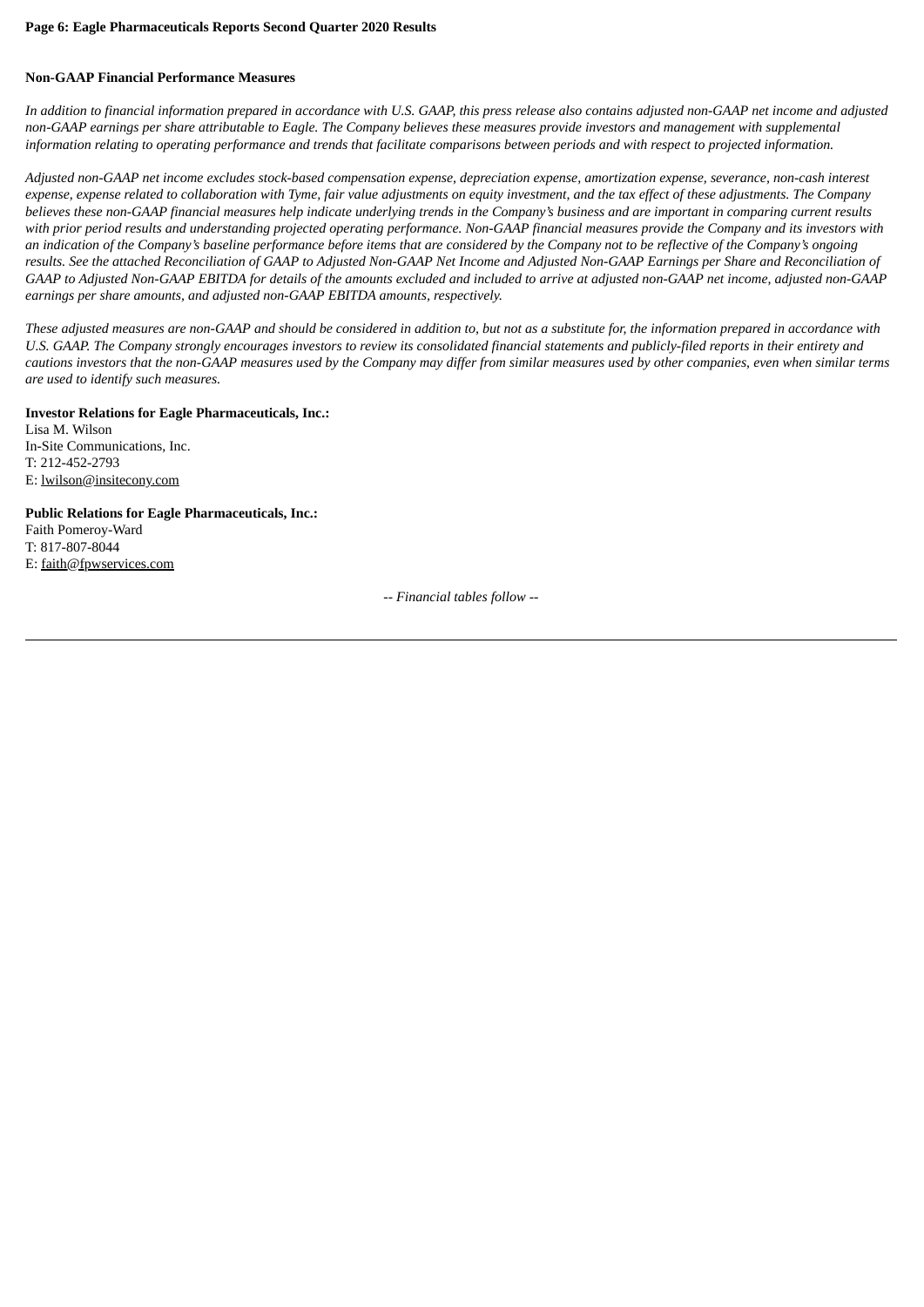**Non-GAAP Financial Performance Measures**

*In addition to financial information prepared in accordance with U.S. GAAP, this press release also contains adjusted non-GAAP net income and adjusted non-GAAP earnings per share attributable to Eagle. The Company believes these measures provide investors and management with supplemental information relating to operating performance and trends that facilitate comparisons between periods and with respect to projected information.*

*Adjusted non-GAAP net income excludes stock-based compensation expense, depreciation expense, amortization expense, severance, non-cash interest expense, expense related to collaboration with Tyme, fair value adjustments on equity investment, and the tax effect of these adjustments. The Company believes these non-GAAP financial measures help indicate underlying trends in the Company's business and are important in comparing current results with prior period results and understanding projected operating performance. Non-GAAP financial measures provide the Company and its investors with an indication of the Company's baseline performance before items that are considered by the Company not to be reflective of the Company's ongoing results. See the attached Reconciliation of GAAP to Adjusted Non-GAAP Net Income and Adjusted Non-GAAP Earnings per Share and Reconciliation of GAAP to Adjusted Non-GAAP EBITDA for details of the amounts excluded and included to arrive at adjusted non-GAAP net income, adjusted non-GAAP earnings per share amounts, and adjusted non-GAAP EBITDA amounts, respectively.*

*These adjusted measures are non-GAAP and should be considered in addition to, but not as a substitute for, the information prepared in accordance with U.S. GAAP. The Company strongly encourages investors to review its consolidated financial statements and publicly-filed reports in their entirety and cautions investors that the non-GAAP measures used by the Company may differ from similar measures used by other companies, even when similar terms are used to identify such measures.*

**Investor Relations for Eagle Pharmaceuticals, Inc.:**
Lisa M. Wilson
In-Site Communications, Inc.
T: 212-452-2793
E: lwilson@insitecony.com

**Public Relations for Eagle Pharmaceuticals, Inc.:**
Faith Pomeroy-Ward
T: 817-807-8044
E: faith@fpwservices.com

*-- Financial tables follow --*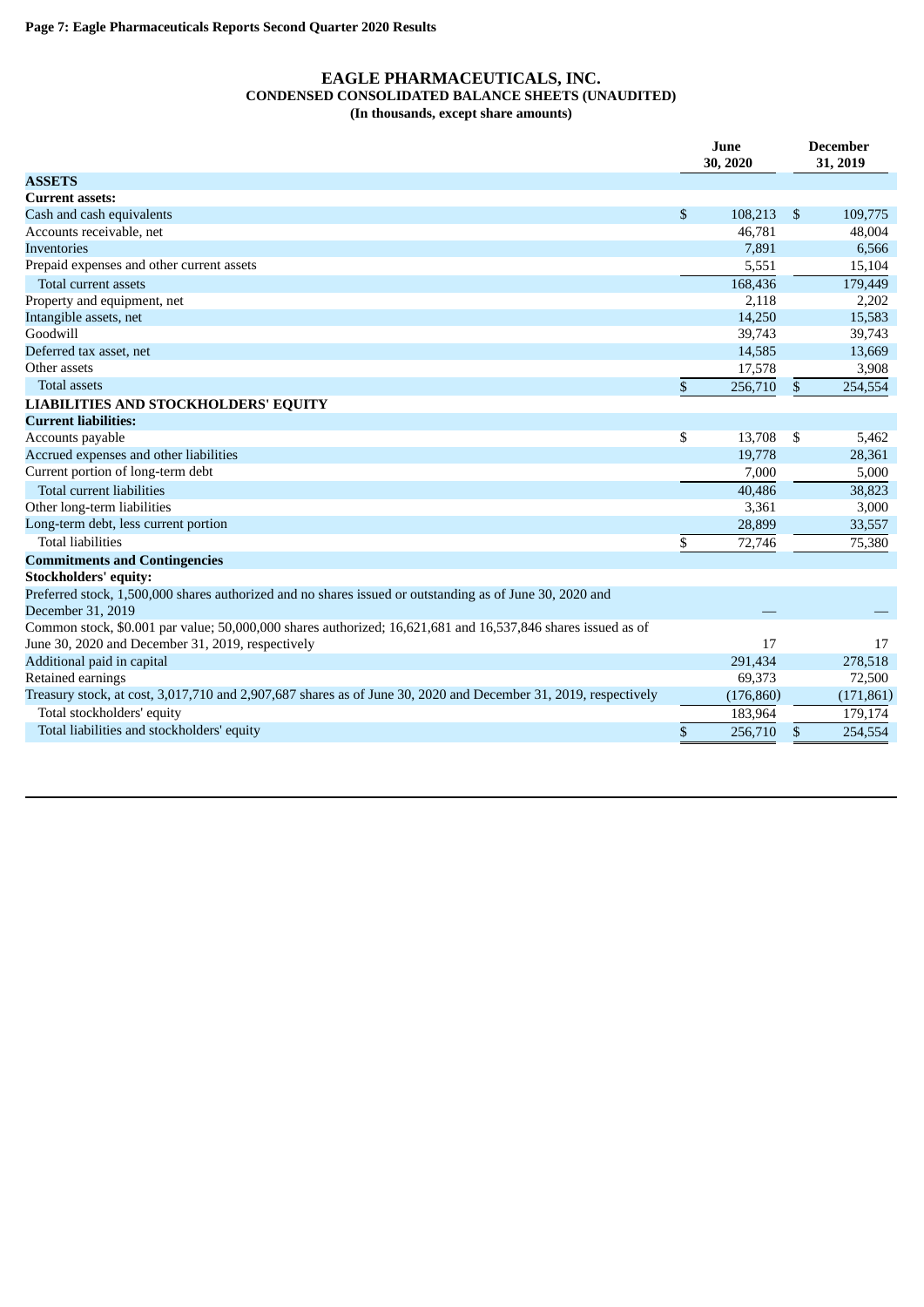**EAGLE PHARMACEUTICALS, INC.**
**CONDENSED CONSOLIDATED BALANCE SHEETS (UNAUDITED)**
**(In thousands, except share amounts)**

| | June 30, 2020 | December 31, 2019 |
|---|---|---|
| **ASSETS** | | |
| **Current assets:** | | |
| Cash and cash equivalents | $ 108,213 | $ 109,775 |
| Accounts receivable, net | 46,781 | 48,004 |
| Inventories | 7,891 | 6,566 |
| Prepaid expenses and other current assets | 5,551 | 15,104 |
| Total current assets | 168,436 | 179,449 |
| Property and equipment, net | 2,118 | 2,202 |
| Intangible assets, net | 14,250 | 15,583 |
| Goodwill | 39,743 | 39,743 |
| Deferred tax asset, net | 14,585 | 13,669 |
| Other assets | 17,578 | 3,908 |
| Total assets | $ 256,710 | $ 254,554 |
| **LIABILITIES AND STOCKHOLDERS' EQUITY** | | |
| **Current liabilities:** | | |
| Accounts payable | $ 13,708 | $ 5,462 |
| Accrued expenses and other liabilities | 19,778 | 28,361 |
| Current portion of long-term debt | 7,000 | 5,000 |
| Total current liabilities | 40,486 | 38,823 |
| Other long-term liabilities | 3,361 | 3,000 |
| Long-term debt, less current portion | 28,899 | 33,557 |
| Total liabilities | $ 72,746 | 75,380 |
| **Commitments and Contingencies** | | |
| **Stockholders' equity:** | | |
| Preferred stock, 1,500,000 shares authorized and no shares issued or outstanding as of June 30, 2020 and December 31, 2019 | — | — |
| Common stock, $0.001 par value; 50,000,000 shares authorized; 16,621,681 and 16,537,846 shares issued as of June 30, 2020 and December 31, 2019, respectively | 17 | 17 |
| Additional paid in capital | 291,434 | 278,518 |
| Retained earnings | 69,373 | 72,500 |
| Treasury stock, at cost, 3,017,710 and 2,907,687 shares as of June 30, 2020 and December 31, 2019, respectively | (176,860) | (171,861) |
| Total stockholders' equity | 183,964 | 179,174 |
| Total liabilities and stockholders' equity | $ 256,710 | $ 254,554 |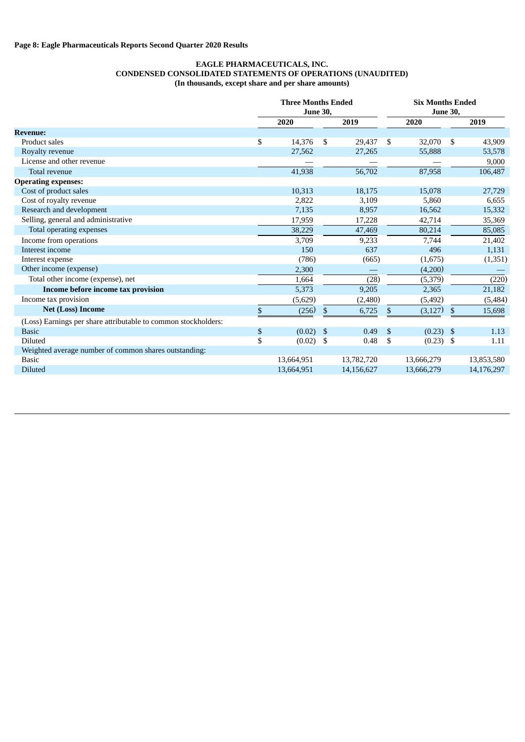**Page 8: Eagle Pharmaceuticals Reports Second Quarter 2020 Results**

**EAGLE PHARMACEUTICALS, INC.**
**CONDENSED CONSOLIDATED STATEMENTS OF OPERATIONS (UNAUDITED)**
**(In thousands, except share and per share amounts)**

| | Three Months Ended June 30, | | Six Months Ended June 30, | |
|---|---|---|---|---|
| | 2020 | 2019 | 2020 | 2019 |
| **Revenue:** | | | | |
| Product sales | $ 14,376 | $ 29,437 | $ 32,070 | $ 43,909 |
| Royalty revenue | 27,562 | 27,265 | 55,888 | 53,578 |
| License and other revenue | — | — | — | 9,000 |
| Total revenue | 41,938 | 56,702 | 87,958 | 106,487 |
| **Operating expenses:** | | | | |
| Cost of product sales | 10,313 | 18,175 | 15,078 | 27,729 |
| Cost of royalty revenue | 2,822 | 3,109 | 5,860 | 6,655 |
| Research and development | 7,135 | 8,957 | 16,562 | 15,332 |
| Selling, general and administrative | 17,959 | 17,228 | 42,714 | 35,369 |
| Total operating expenses | 38,229 | 47,469 | 80,214 | 85,085 |
| Income from operations | 3,709 | 9,233 | 7,744 | 21,402 |
| Interest income | 150 | 637 | 496 | 1,131 |
| Interest expense | (786) | (665) | (1,675) | (1,351) |
| Other income (expense) | 2,300 | — | (4,200) | — |
| Total other income (expense), net | 1,664 | (28) | (5,379) | (220) |
| **Income before income tax provision** | 5,373 | 9,205 | 2,365 | 21,182 |
| Income tax provision | (5,629) | (2,480) | (5,492) | (5,484) |
| **Net (Loss) Income** | $ (256) | $ 6,725 | $ (3,127) | $ 15,698 |
| (Loss) Earnings per share attributable to common stockholders: | | | | |
| Basic | $ (0.02) | $ 0.49 | $ (0.23) | $ 1.13 |
| Diluted | $ (0.02) | $ 0.48 | $ (0.23) | $ 1.11 |
| Weighted average number of common shares outstanding: | | | | |
| Basic | 13,664,951 | 13,782,720 | 13,666,279 | 13,853,580 |
| Diluted | 13,664,951 | 14,156,627 | 13,666,279 | 14,176,297 |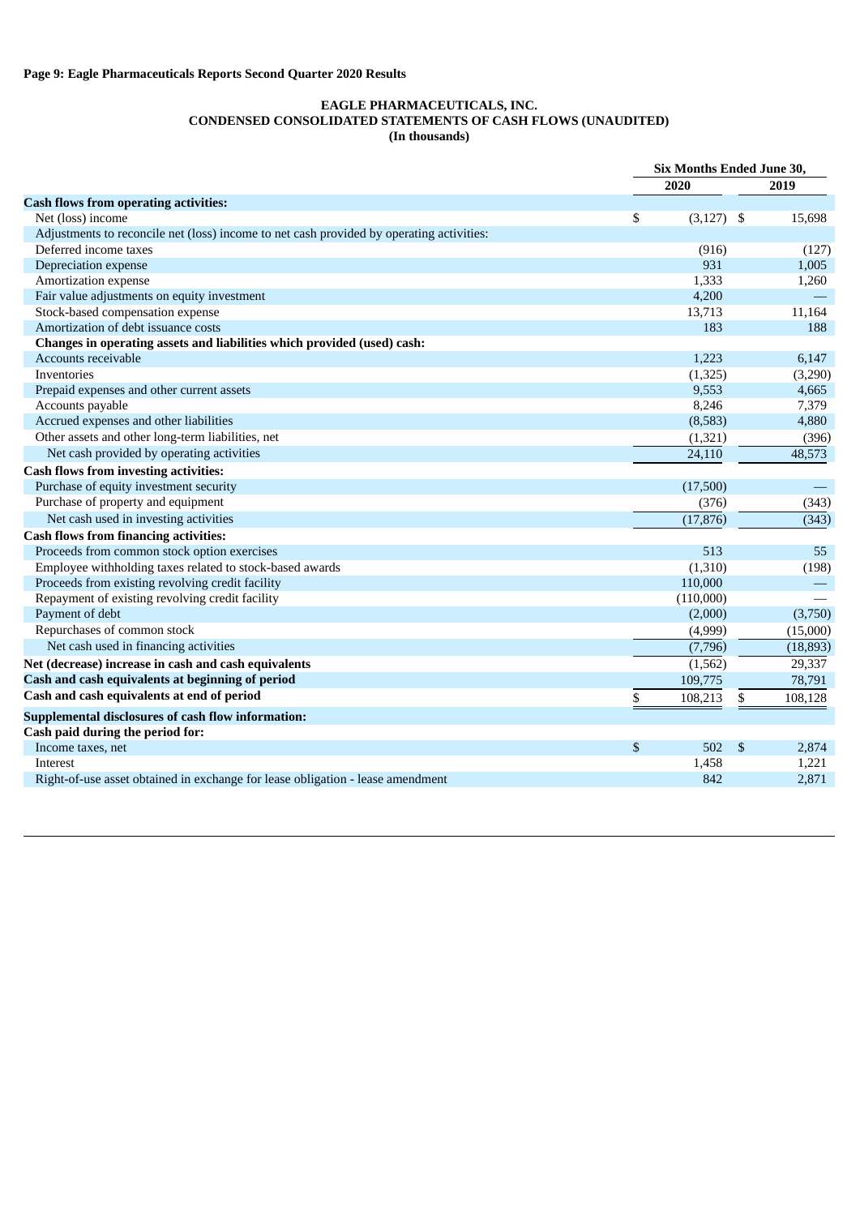**Page 9: Eagle Pharmaceuticals Reports Second Quarter 2020 Results**

**EAGLE PHARMACEUTICALS, INC.**
**CONDENSED CONSOLIDATED STATEMENTS OF CASH FLOWS (UNAUDITED)**
**(In thousands)**

| | Six Months Ended June 30, | |
|---|---|---|
| | 2020 | 2019 |
| **Cash flows from operating activities:** | | |
| Net (loss) income | $ (3,127) | $ 15,698 |
| Adjustments to reconcile net (loss) income to net cash provided by operating activities: | | |
| Deferred income taxes | (916) | (127) |
| Depreciation expense | 931 | 1,005 |
| Amortization expense | 1,333 | 1,260 |
| Fair value adjustments on equity investment | 4,200 | — |
| Stock-based compensation expense | 13,713 | 11,164 |
| Amortization of debt issuance costs | 183 | 188 |
| **Changes in operating assets and liabilities which provided (used) cash:** | | |
| Accounts receivable | 1,223 | 6,147 |
| Inventories | (1,325) | (3,290) |
| Prepaid expenses and other current assets | 9,553 | 4,665 |
| Accounts payable | 8,246 | 7,379 |
| Accrued expenses and other liabilities | (8,583) | 4,880 |
| Other assets and other long-term liabilities, net | (1,321) | (396) |
| Net cash provided by operating activities | 24,110 | 48,573 |
| **Cash flows from investing activities:** | | |
| Purchase of equity investment security | (17,500) | — |
| Purchase of property and equipment | (376) | (343) |
| Net cash used in investing activities | (17,876) | (343) |
| **Cash flows from financing activities:** | | |
| Proceeds from common stock option exercises | 513 | 55 |
| Employee withholding taxes related to stock-based awards | (1,310) | (198) |
| Proceeds from existing revolving credit facility | 110,000 | — |
| Repayment of existing revolving credit facility | (110,000) | — |
| Payment of debt | (2,000) | (3,750) |
| Repurchases of common stock | (4,999) | (15,000) |
| Net cash used in financing activities | (7,796) | (18,893) |
| **Net (decrease) increase in cash and cash equivalents** | (1,562) | 29,337 |
| **Cash and cash equivalents at beginning of period** | 109,775 | 78,791 |
| **Cash and cash equivalents at end of period** | $ 108,213 | $ 108,128 |
| **Supplemental disclosures of cash flow information:** | | |
| **Cash paid during the period for:** | | |
| Income taxes, net | $ 502 | $ 2,874 |
| Interest | 1,458 | 1,221 |
| Right-of-use asset obtained in exchange for lease obligation - lease amendment | 842 | 2,871 |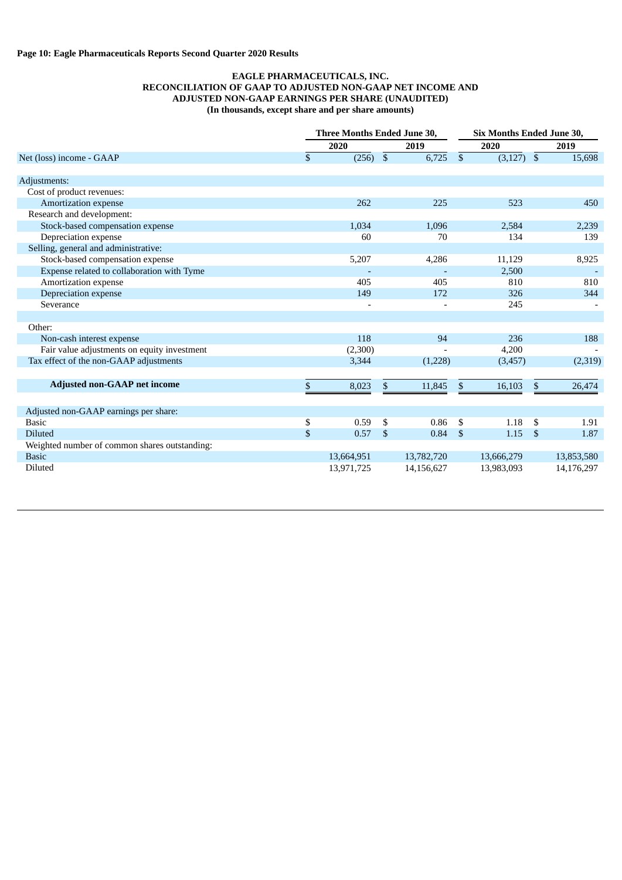**Page 10: Eagle Pharmaceuticals Reports Second Quarter 2020 Results**

**EAGLE PHARMACEUTICALS, INC.**
**RECONCILIATION OF GAAP TO ADJUSTED NON-GAAP NET INCOME AND ADJUSTED NON-GAAP EARNINGS PER SHARE (UNAUDITED)**
**(In thousands, except share and per share amounts)**

| | Three Months Ended June 30, | | Six Months Ended June 30, | |
|---|---|---|---|---|
| | 2020 | 2019 | 2020 | 2019 |
| Net (loss) income - GAAP | $ (256) | $ 6,725 | $ (3,127) | $ 15,698 |
| Adjustments: | | | | |
| Cost of product revenues: | | | | |
| Amortization expense | 262 | 225 | 523 | 450 |
| Research and development: | | | | |
| Stock-based compensation expense | 1,034 | 1,096 | 2,584 | 2,239 |
| Depreciation expense | 60 | 70 | 134 | 139 |
| Selling, general and administrative: | | | | |
| Stock-based compensation expense | 5,207 | 4,286 | 11,129 | 8,925 |
| Expense related to collaboration with Tyme | - | - | 2,500 | - |
| Amortization expense | 405 | 405 | 810 | 810 |
| Depreciation expense | 149 | 172 | 326 | 344 |
| Severance | - | - | 245 | - |
| Other: | | | | |
| Non-cash interest expense | 118 | 94 | 236 | 188 |
| Fair value adjustments on equity investment | (2,300) | - | 4,200 | - |
| Tax effect of the non-GAAP adjustments | 3,344 | (1,228) | (3,457) | (2,319) |
| **Adjusted non-GAAP net income** | $ 8,023 | $ 11,845 | $ 16,103 | $ 26,474 |
| Adjusted non-GAAP earnings per share: | | | | |
| Basic | $ 0.59 | $ 0.86 | $ 1.18 | $ 1.91 |
| Diluted | $ 0.57 | $ 0.84 | $ 1.15 | $ 1.87 |
| Weighted number of common shares outstanding: | | | | |
| Basic | 13,664,951 | 13,782,720 | 13,666,279 | 13,853,580 |
| Diluted | 13,971,725 | 14,156,627 | 13,983,093 | 14,176,297 |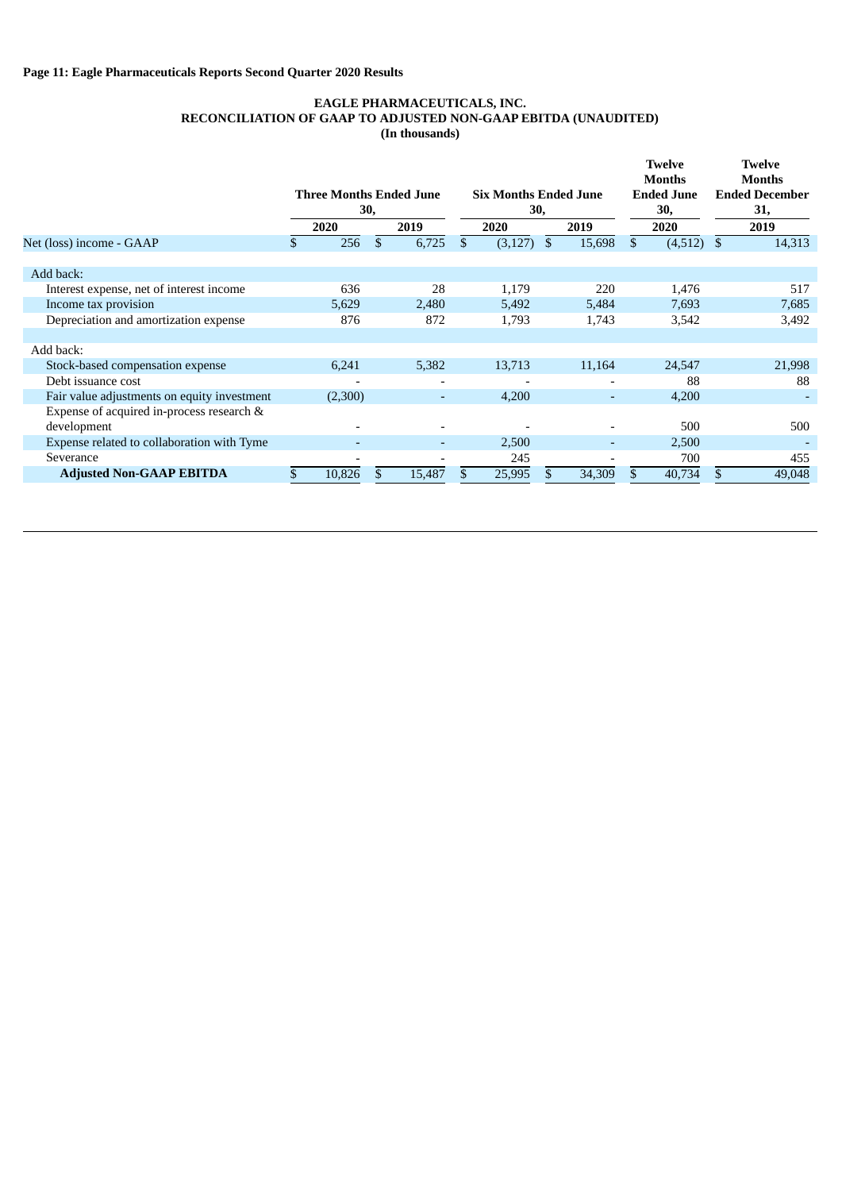**Page 11: Eagle Pharmaceuticals Reports Second Quarter 2020 Results**

**EAGLE PHARMACEUTICALS, INC.**
**RECONCILIATION OF GAAP TO ADJUSTED NON-GAAP EBITDA (UNAUDITED)**
**(In thousands)**

| | Three Months Ended June 30, | | Six Months Ended June 30, | | Twelve Months Ended June 30, | Twelve Months Ended December 31, |
|---|---|---|---|---|---|---|
| | 2020 | 2019 | 2020 | 2019 | 2020 | 2019 |
| Net (loss) income - GAAP | $ 256 | $ 6,725 | $ (3,127) | $ 15,698 | $ (4,512) | $ 14,313 |
| Add back: | | | | | | |
| Interest expense, net of interest income | 636 | 28 | 1,179 | 220 | 1,476 | 517 |
| Income tax provision | 5,629 | 2,480 | 5,492 | 5,484 | 7,693 | 7,685 |
| Depreciation and amortization expense | 876 | 872 | 1,793 | 1,743 | 3,542 | 3,492 |
| Add back: | | | | | | |
| Stock-based compensation expense | 6,241 | 5,382 | 13,713 | 11,164 | 24,547 | 21,998 |
| Debt issuance cost | - | - | - | - | 88 | 88 |
| Fair value adjustments on equity investment | (2,300) | - | 4,200 | - | 4,200 | - |
| Expense of acquired in-process research & development | - | - | - | - | 500 | 500 |
| Expense related to collaboration with Tyme | - | - | 2,500 | - | 2,500 | - |
| Severance | - | - | 245 | - | 700 | 455 |
| **Adjusted Non-GAAP EBITDA** | $ 10,826 | $ 15,487 | $ 25,995 | $ 34,309 | $ 40,734 | $ 49,048 |